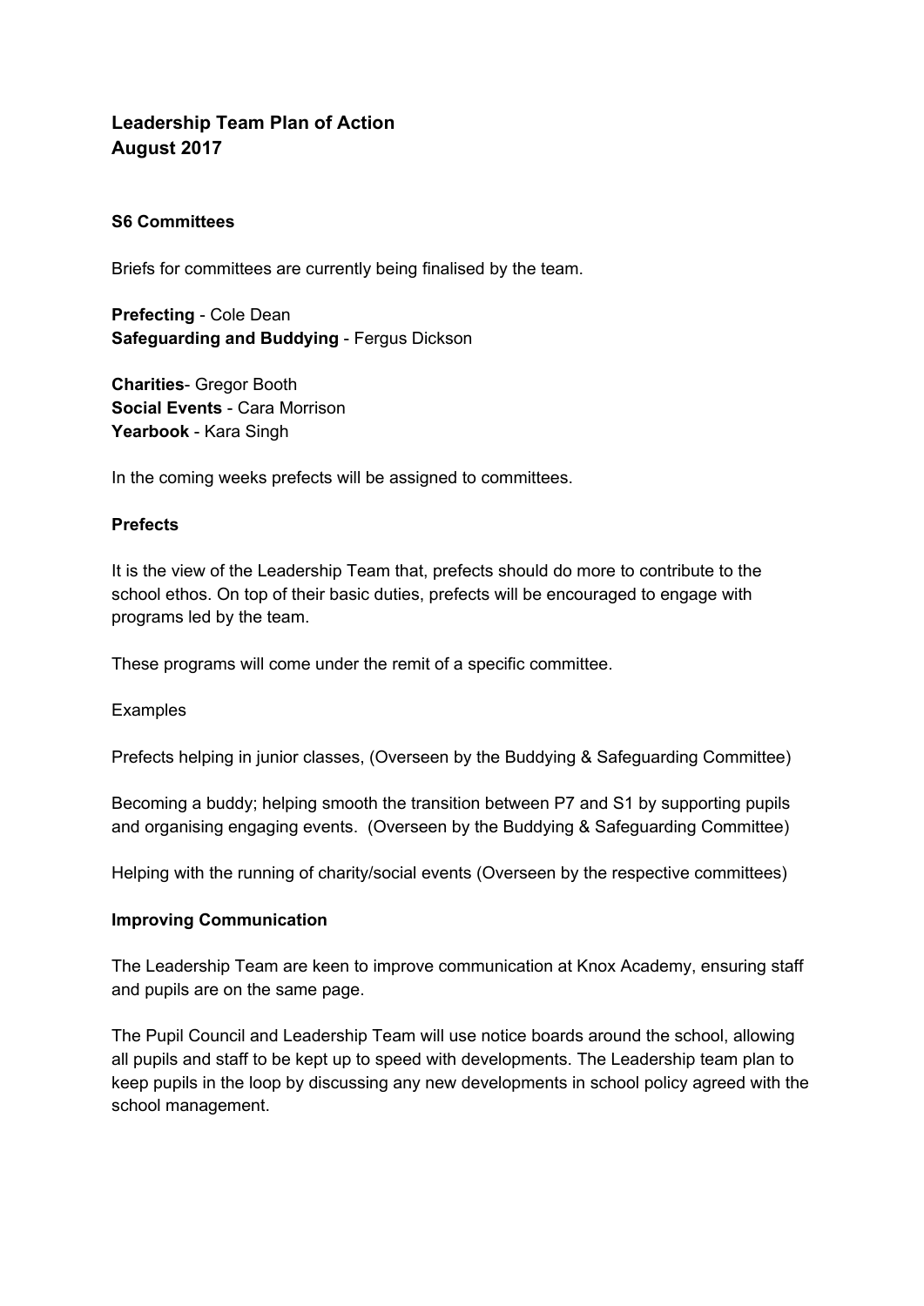**Leadership Team Plan of Action**
**August 2017**

**S6 Committees**

Briefs for committees are currently being finalised by the team.

**Prefecting** - Cole Dean
**Safeguarding and Buddying** - Fergus Dickson

**Charities**- Gregor Booth
**Social Events** - Cara Morrison
**Yearbook** - Kara Singh

In the coming weeks prefects will be assigned to committees.

**Prefects**

It is the view of the Leadership Team that, prefects should do more to contribute to the school ethos. On top of their basic duties, prefects will be encouraged to engage with programs led by the team.

These programs will come under the remit of a specific committee.

Examples

Prefects helping in junior classes, (Overseen by the Buddying & Safeguarding Committee)

Becoming a buddy; helping smooth the transition between P7 and S1 by supporting pupils and organising engaging events. (Overseen by the Buddying & Safeguarding Committee)

Helping with the running of charity/social events (Overseen by the respective committees)

**Improving Communication**

The Leadership Team are keen to improve communication at Knox Academy, ensuring staff and pupils are on the same page.

The Pupil Council and Leadership Team will use notice boards around the school, allowing all pupils and staff to be kept up to speed with developments. The Leadership team plan to keep pupils in the loop by discussing any new developments in school policy agreed with the school management.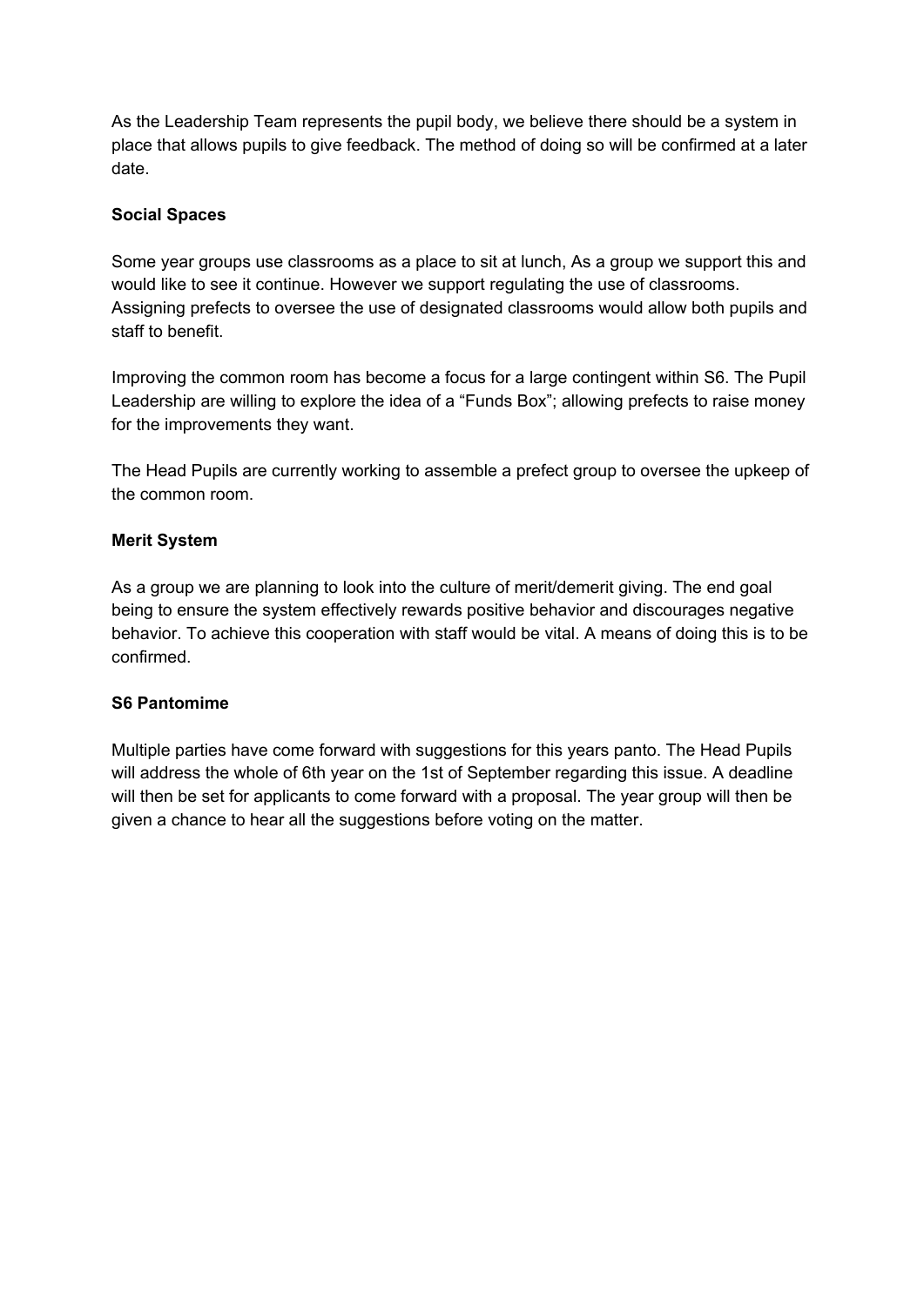As the Leadership Team represents the pupil body, we believe there should be a system in place that allows pupils to give feedback. The method of doing so will be confirmed at a later date.

**Social Spaces**

Some year groups use classrooms as a place to sit at lunch, As a group we support this and would like to see it continue. However we support regulating the use of classrooms. Assigning prefects to oversee the use of designated classrooms would allow both pupils and staff to benefit.

Improving the common room has become a focus for a large contingent within S6. The Pupil Leadership are willing to explore the idea of a "Funds Box"; allowing prefects to raise money for the improvements they want.

The Head Pupils are currently working to assemble a prefect group to oversee the upkeep of the common room.

**Merit System**

As a group we are planning to look into the culture of merit/demerit giving. The end goal being to ensure the system effectively rewards positive behavior and discourages negative behavior. To achieve this cooperation with staff would be vital. A means of doing this is to be confirmed.

**S6 Pantomime**

Multiple parties have come forward with suggestions for this years panto. The Head Pupils will address the whole of 6th year on the 1st of September regarding this issue. A deadline will then be set for applicants to come forward with a proposal. The year group will then be given a chance to hear all the suggestions before voting on the matter.